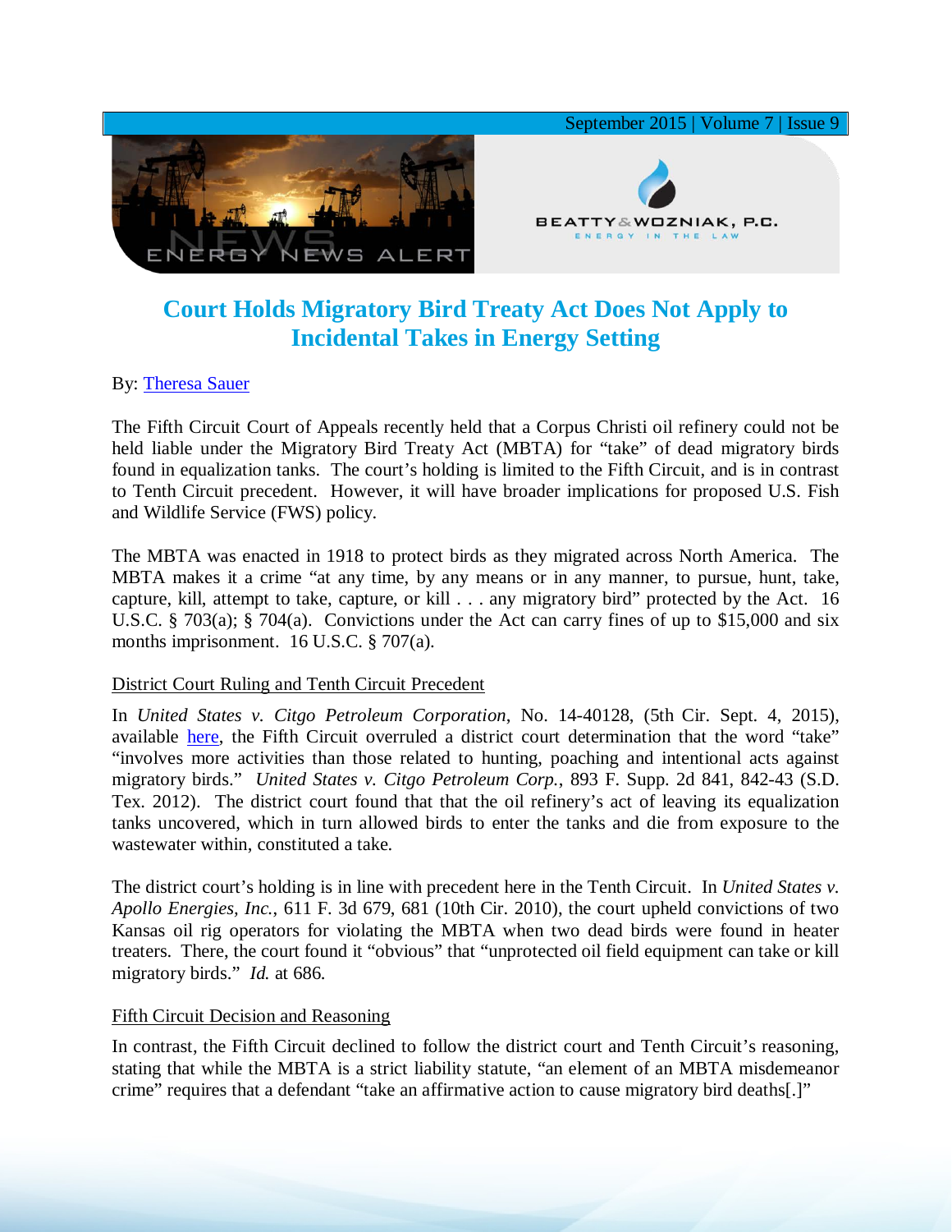# Court Holds Migratory Bird Treaty Act Does Not Apply to Incidental Takes in Energy Setting

By: Theresa Sauer

The Fifth Circuit Court of Appeals recently held that a Corpus Christi oil refinery could not be held liable under the Migratory Bird Treaty Act (MBTA) for "take" of dead migratory birds found in equalization tanks. The court's holding is limited to the Fifth Circuit, and is in contrast to Tenth Circuit precedent. However, it will have broader implications for proposed U.S. Fish and Wildlife Service (FWS) policy.

The MBTA was enacted in 1918 to protect birds as they migrated across North America. The MBTA makes it a crime "at any time, by any means or in any manner, to pursue, hunt, take, capture, kill, attempt to take, capture, or kill . . . any migratory bird" protected by the Act. 16 U.S.C. § 703(a); § 704(a). Convictions under the Act can carry fines of up to $15,000 and six months imprisonment. 16 U.S.C. § 707(a).

## District Court Ruling and Tenth Circuit Precedent

In *United States v. Citgo Petroleum Corporation*, No. 14-40128, (5th Cir. Sept. 4, 2015), available here, the Fifth Circuit overruled a district court determination that the word "take" "involves more activities than those related to hunting, poaching and intentional acts against migratory birds." *United States v. Citgo Petroleum Corp.*, 893 F. Supp. 2d 841, 842-43 (S.D. Tex. 2012). The district court found that that the oil refinery's act of leaving its equalization tanks uncovered, which in turn allowed birds to enter the tanks and die from exposure to the wastewater within, constituted a take.

The district court's holding is in line with precedent here in the Tenth Circuit. In *United States v. Apollo Energies, Inc.*, 611 F. 3d 679, 681 (10th Cir. 2010), the court upheld convictions of two Kansas oil rig operators for violating the MBTA when two dead birds were found in heater treaters. There, the court found it "obvious" that "unprotected oil field equipment can take or kill migratory birds." *Id.* at 686.

## Fifth Circuit Decision and Reasoning

In contrast, the Fifth Circuit declined to follow the district court and Tenth Circuit's reasoning, stating that while the MBTA is a strict liability statute, "an element of an MBTA misdemeanor crime" requires that a defendant "take an affirmative action to cause migratory bird deaths[.]"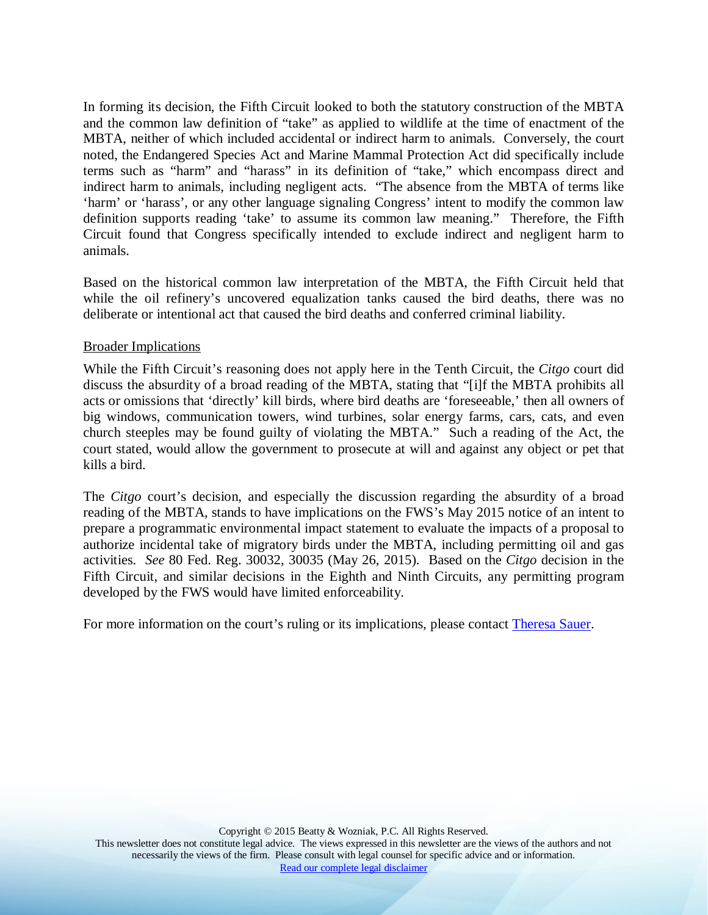In forming its decision, the Fifth Circuit looked to both the statutory construction of the MBTA and the common law definition of "take" as applied to wildlife at the time of enactment of the MBTA, neither of which included accidental or indirect harm to animals. Conversely, the court noted, the Endangered Species Act and Marine Mammal Protection Act did specifically include terms such as "harm" and "harass" in its definition of "take," which encompass direct and indirect harm to animals, including negligent acts. "The absence from the MBTA of terms like 'harm' or 'harass', or any other language signaling Congress' intent to modify the common law definition supports reading 'take' to assume its common law meaning." Therefore, the Fifth Circuit found that Congress specifically intended to exclude indirect and negligent harm to animals.

Based on the historical common law interpretation of the MBTA, the Fifth Circuit held that while the oil refinery's uncovered equalization tanks caused the bird deaths, there was no deliberate or intentional act that caused the bird deaths and conferred criminal liability.

<u>Broader Implications</u>

While the Fifth Circuit's reasoning does not apply here in the Tenth Circuit, the *Citgo* court did discuss the absurdity of a broad reading of the MBTA, stating that "[i]f the MBTA prohibits all acts or omissions that 'directly' kill birds, where bird deaths are 'foreseeable,' then all owners of big windows, communication towers, wind turbines, solar energy farms, cars, cats, and even church steeples may be found guilty of violating the MBTA." Such a reading of the Act, the court stated, would allow the government to prosecute at will and against any object or pet that kills a bird.

The *Citgo* court's decision, and especially the discussion regarding the absurdity of a broad reading of the MBTA, stands to have implications on the FWS's May 2015 notice of an intent to prepare a programmatic environmental impact statement to evaluate the impacts of a proposal to authorize incidental take of migratory birds under the MBTA, including permitting oil and gas activities. *See* 80 Fed. Reg. 30032, 30035 (May 26, 2015). Based on the *Citgo* decision in the Fifth Circuit, and similar decisions in the Eighth and Ninth Circuits, any permitting program developed by the FWS would have limited enforceability.

For more information on the court's ruling or its implications, please contact Theresa Sauer.

Copyright © 2015 Beatty & Wozniak, P.C. All Rights Reserved.
This newsletter does not constitute legal advice. The views expressed in this newsletter are the views of the authors and not necessarily the views of the firm. Please consult with legal counsel for specific advice and or information.
Read our complete legal disclaimer